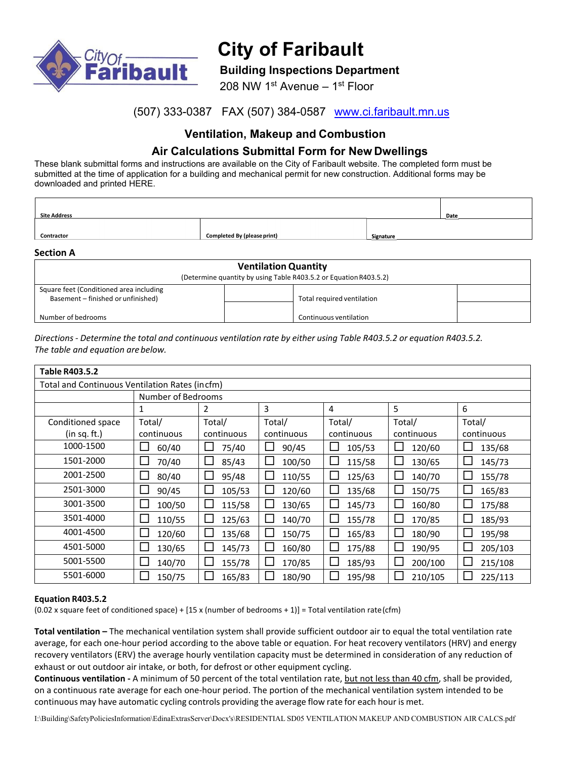# City of Faribault

**Building Inspections Department**

208 NW 1st Avenue – 1st Floor

(507) 333-0387 FAX (507) 384-0587 www.ci.faribault.mn.us

## Ventilation, Makeup and Combustion

## Air Calculations Submittal Form for New Dwellings

These blank submittal forms and instructions are available on the City of Faribault website. The completed form must be submitted at the time of application for a building and mechanical permit for new construction. Additional forms may be downloaded and printed HERE.

| Site Address | | | Date |
|---|---|---|---|
| Contractor | Completed By (please print) | Signature | |

### Section A

| Ventilation Quantity (Determine quantity by using Table R403.5.2 or Equation R403.5.2) | | | |
|---|---|---|---|
| Square feet (Conditioned area including Basement – finished or unfinished) | | Total required ventilation | |
| Number of bedrooms | | Continuous ventilation | |

*Directions - Determine the total and continuous ventilation rate by either using Table R403.5.2 or equation R403.5.2. The table and equation are below.*

**Table R403.5.2**

Total and Continuous Ventilation Rates (in cfm)

| | Number of Bedrooms | | | | | |
|---|---|---|---|---|---|---|
| | 1 | 2 | 3 | 4 | 5 | 6 |
| Conditioned space (in sq. ft.) | Total/ continuous | Total/ continuous | Total/ continuous | Total/ continuous | Total/ continuous | Total/ continuous |
| 1000-1500 | ☐ 60/40 | ☐ 75/40 | ☐ 90/45 | ☐ 105/53 | ☐ 120/60 | ☐ 135/68 |
| 1501-2000 | ☐ 70/40 | ☐ 85/43 | ☐ 100/50 | ☐ 115/58 | ☐ 130/65 | ☐ 145/73 |
| 2001-2500 | ☐ 80/40 | ☐ 95/48 | ☐ 110/55 | ☐ 125/63 | ☐ 140/70 | ☐ 155/78 |
| 2501-3000 | ☐ 90/45 | ☐ 105/53 | ☐ 120/60 | ☐ 135/68 | ☐ 150/75 | ☐ 165/83 |
| 3001-3500 | ☐ 100/50 | ☐ 115/58 | ☐ 130/65 | ☐ 145/73 | ☐ 160/80 | ☐ 175/88 |
| 3501-4000 | ☐ 110/55 | ☐ 125/63 | ☐ 140/70 | ☐ 155/78 | ☐ 170/85 | ☐ 185/93 |
| 4001-4500 | ☐ 120/60 | ☐ 135/68 | ☐ 150/75 | ☐ 165/83 | ☐ 180/90 | ☐ 195/98 |
| 4501-5000 | ☐ 130/65 | ☐ 145/73 | ☐ 160/80 | ☐ 175/88 | ☐ 190/95 | ☐ 205/103 |
| 5001-5500 | ☐ 140/70 | ☐ 155/78 | ☐ 170/85 | ☐ 185/93 | ☐ 200/100 | ☐ 215/108 |
| 5501-6000 | ☐ 150/75 | ☐ 165/83 | ☐ 180/90 | ☐ 195/98 | ☐ 210/105 | ☐ 225/113 |

**Equation R403.5.2**

(0.02 x square feet of conditioned space) + [15 x (number of bedrooms + 1)] = Total ventilation rate (cfm)

**Total ventilation –** The mechanical ventilation system shall provide sufficient outdoor air to equal the total ventilation rate average, for each one-hour period according to the above table or equation. For heat recovery ventilators (HRV) and energy recovery ventilators (ERV) the average hourly ventilation capacity must be determined in consideration of any reduction of exhaust or out outdoor air intake, or both, for defrost or other equipment cycling.

**Continuous ventilation -** A minimum of 50 percent of the total ventilation rate, but not less than 40 cfm, shall be provided, on a continuous rate average for each one-hour period. The portion of the mechanical ventilation system intended to be continuous may have automatic cycling controls providing the average flow rate for each hour is met.

I:\Building\SafetyPoliciesInformation\EdinaExtrasServer\Docx's\RESIDENTIAL SD05 VENTILATION MAKEUP AND COMBUSTION AIR CALCS.pdf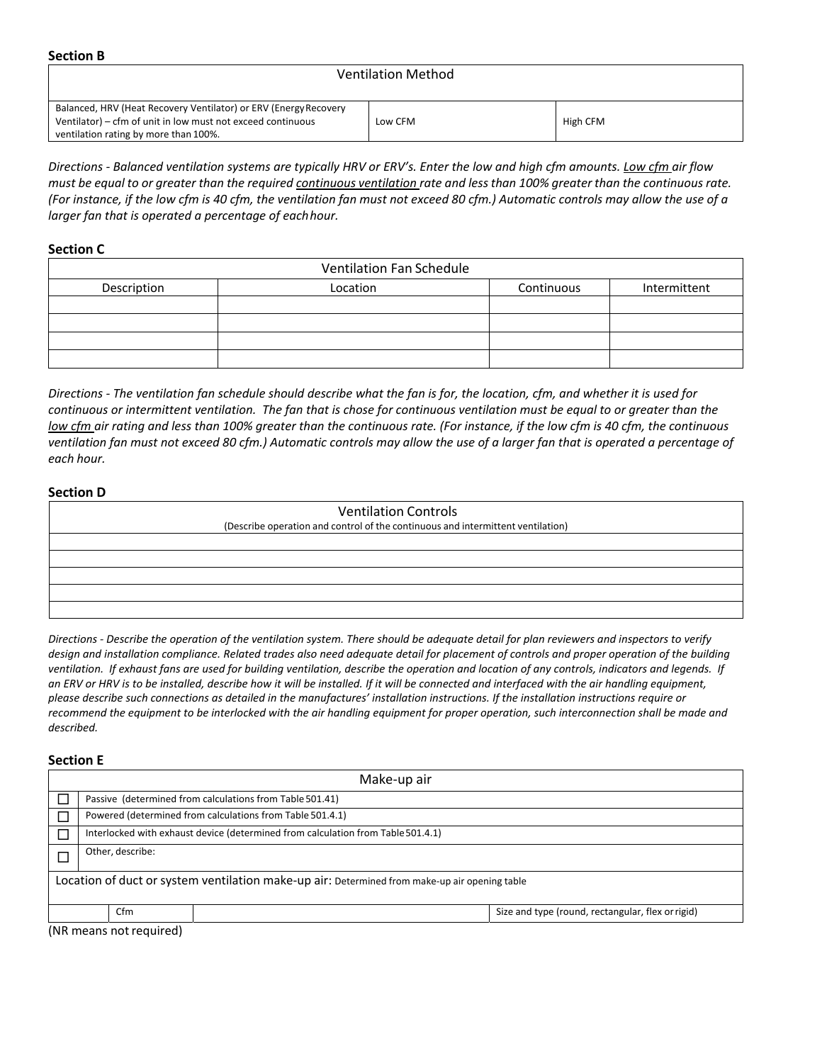### Section B

| Ventilation Method | | |
|---|---|---|
| Balanced, HRV (Heat Recovery Ventilator) or ERV (Energy Recovery Ventilator) – cfm of unit in low must not exceed continuous ventilation rating by more than 100%. | Low CFM | High CFM |

*Directions - Balanced ventilation systems are typically HRV or ERV's. Enter the low and high cfm amounts. Low cfm air flow must be equal to or greater than the required continuous ventilation rate and less than 100% greater than the continuous rate. (For instance, if the low cfm is 40 cfm, the ventilation fan must not exceed 80 cfm.) Automatic controls may allow the use of a larger fan that is operated a percentage of each hour.*

### Section C

| Ventilation Fan Schedule | | | |
|---|---|---|---|
| Description | Location | Continuous | Intermittent |
| | | | |
| | | | |
| | | | |
| | | | |

*Directions - The ventilation fan schedule should describe what the fan is for, the location, cfm, and whether it is used for continuous or intermittent ventilation. The fan that is chose for continuous ventilation must be equal to or greater than the low cfm air rating and less than 100% greater than the continuous rate. (For instance, if the low cfm is 40 cfm, the continuous ventilation fan must not exceed 80 cfm.) Automatic controls may allow the use of a larger fan that is operated a percentage of each hour.*

### Section D

| Ventilation Controls (Describe operation and control of the continuous and intermittent ventilation) |
|---|
| |
| |
| |
| |
| |

*Directions - Describe the operation of the ventilation system. There should be adequate detail for plan reviewers and inspectors to verify design and installation compliance. Related trades also need adequate detail for placement of controls and proper operation of the building ventilation. If exhaust fans are used for building ventilation, describe the operation and location of any controls, indicators and legends. If an ERV or HRV is to be installed, describe how it will be installed. If it will be connected and interfaced with the air handling equipment, please describe such connections as detailed in the manufactures' installation instructions. If the installation instructions require or recommend the equipment to be interlocked with the air handling equipment for proper operation, such interconnection shall be made and described.*

### Section E

| Make-up air | | | |
|---|---|---|---|
| ☐ | Passive (determined from calculations from Table 501.41) | | |
| ☐ | Powered (determined from calculations from Table 501.4.1) | | |
| ☐ | Interlocked with exhaust device (determined from calculation from Table 501.4.1) | | |
| ☐ | Other, describe: | | |
| Location of duct or system ventilation make-up air: Determined from make-up air opening table | | | |
| | Cfm | | Size and type (round, rectangular, flex or rigid) |

(NR means not required)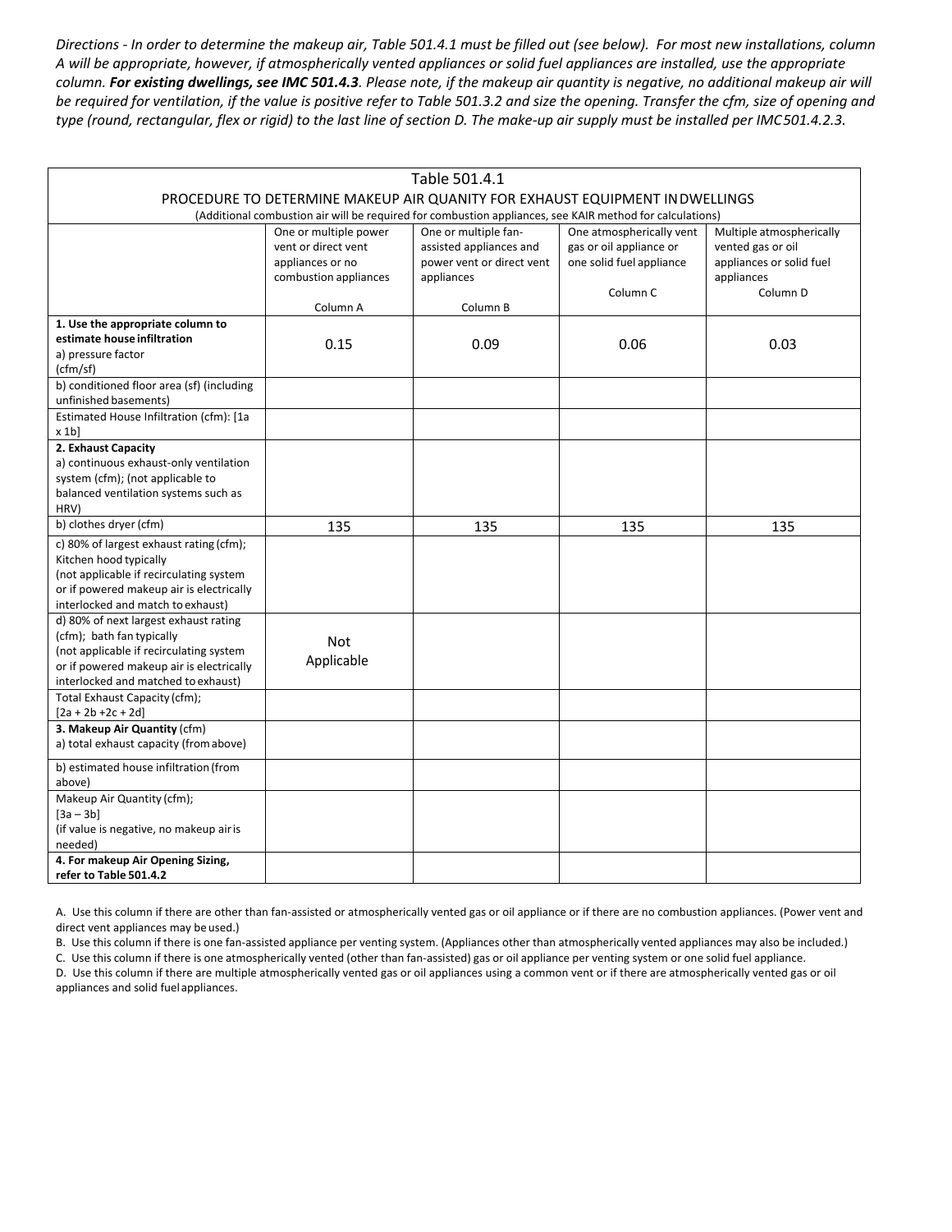*Directions - In order to determine the makeup air, Table 501.4.1 must be filled out (see below). For most new installations, column A will be appropriate, however, if atmospherically vented appliances or solid fuel appliances are installed, use the appropriate column.* ***For existing dwellings, see IMC 501.4.3****. Please note, if the makeup air quantity is negative, no additional makeup air will be required for ventilation, if the value is positive refer to Table 501.3.2 and size the opening. Transfer the cfm, size of opening and type (round, rectangular, flex or rigid) to the last line of section D. The make-up air supply must be installed per IMC501.4.2.3.*

Table 501.4.1

PROCEDURE TO DETERMINE MAKEUP AIR QUANITY FOR EXHAUST EQUIPMENT IN DWELLINGS

(Additional combustion air will be required for combustion appliances, see KAIR method for calculations)

| | One or multiple power vent or direct vent appliances or no combustion appliances<br>Column A | One or multiple fan-assisted appliances and power vent or direct vent appliances<br>Column B | One atmospherically vent gas or oil appliance or one solid fuel appliance<br>Column C | Multiple atmospherically vented gas or oil appliances or solid fuel appliances<br>Column D |
|---|---|---|---|---|
| **1. Use the appropriate column to estimate house infiltration**<br>a) pressure factor (cfm/sf) | 0.15 | 0.09 | 0.06 | 0.03 |
| b) conditioned floor area (sf) (including unfinished basements) | | | | |
| Estimated House Infiltration (cfm): [1a x 1b] | | | | |
| **2. Exhaust Capacity**<br>a) continuous exhaust-only ventilation system (cfm); (not applicable to balanced ventilation systems such as HRV) | | | | |
| b) clothes dryer (cfm) | 135 | 135 | 135 | 135 |
| c) 80% of largest exhaust rating (cfm); Kitchen hood typically (not applicable if recirculating system or if powered makeup air is electrically interlocked and match to exhaust) | | | | |
| d) 80% of next largest exhaust rating (cfm); bath fan typically (not applicable if recirculating system or if powered makeup air is electrically interlocked and matched to exhaust) | Not Applicable | | | |
| Total Exhaust Capacity (cfm); [2a + 2b +2c + 2d] | | | | |
| **3. Makeup Air Quantity** (cfm)<br>a) total exhaust capacity (from above) | | | | |
| b) estimated house infiltration (from above) | | | | |
| Makeup Air Quantity (cfm); [3a – 3b] (if value is negative, no makeup air is needed) | | | | |
| **4. For makeup Air Opening Sizing, refer to Table 501.4.2** | | | | |

A. Use this column if there are other than fan-assisted or atmospherically vented gas or oil appliance or if there are no combustion appliances. (Power vent and direct vent appliances may be used.)

B. Use this column if there is one fan-assisted appliance per venting system. (Appliances other than atmospherically vented appliances may also be included.)

C. Use this column if there is one atmospherically vented (other than fan-assisted) gas or oil appliance per venting system or one solid fuel appliance.

D. Use this column if there are multiple atmospherically vented gas or oil appliances using a common vent or if there are atmospherically vented gas or oil appliances and solid fuel appliances.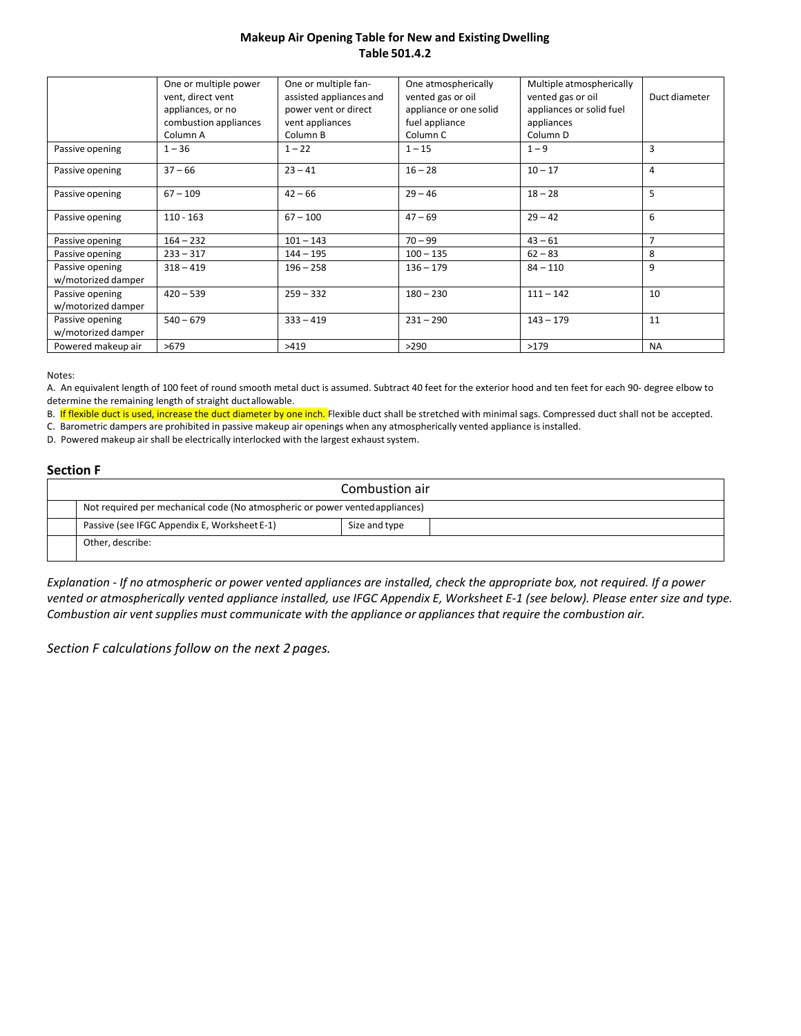# Makeup Air Opening Table for New and Existing Dwelling
## Table 501.4.2

| | One or multiple power vent, direct vent appliances, or no combustion appliances Column A | One or multiple fan-assisted appliances and power vent or direct vent appliances Column B | One atmospherically vented gas or oil appliance or one solid fuel appliance Column C | Multiple atmospherically vented gas or oil appliances or solid fuel appliances Column D | Duct diameter |
|---|---|---|---|---|---|
| Passive opening | 1 – 36 | 1 – 22 | 1 – 15 | 1 – 9 | 3 |
| Passive opening | 37 – 66 | 23 – 41 | 16 – 28 | 10 – 17 | 4 |
| Passive opening | 67 – 109 | 42 – 66 | 29 – 46 | 18 – 28 | 5 |
| Passive opening | 110 - 163 | 67 – 100 | 47 – 69 | 29 – 42 | 6 |
| Passive opening | 164 – 232 | 101 – 143 | 70 – 99 | 43 – 61 | 7 |
| Passive opening | 233 – 317 | 144 – 195 | 100 – 135 | 62 – 83 | 8 |
| Passive opening w/motorized damper | 318 – 419 | 196 – 258 | 136 – 179 | 84 – 110 | 9 |
| Passive opening w/motorized damper | 420 – 539 | 259 – 332 | 180 – 230 | 111 – 142 | 10 |
| Passive opening w/motorized damper | 540 – 679 | 333 – 419 | 231 – 290 | 143 – 179 | 11 |
| Powered makeup air | >679 | >419 | >290 | >179 | NA |

Notes:

A. An equivalent length of 100 feet of round smooth metal duct is assumed. Subtract 40 feet for the exterior hood and ten feet for each 90- degree elbow to determine the remaining length of straight duct allowable.

B. If flexible duct is used, increase the duct diameter by one inch. Flexible duct shall be stretched with minimal sags. Compressed duct shall not be accepted.

C. Barometric dampers are prohibited in passive makeup air openings when any atmospherically vented appliance is installed.

D. Powered makeup air shall be electrically interlocked with the largest exhaust system.

## Section F

| Combustion air | | | |
|---|---|---|---|
| | Not required per mechanical code (No atmospheric or power vented appliances) | | |
| | Passive (see IFGC Appendix E, Worksheet E-1) | Size and type | |
| | Other, describe: | | |

*Explanation - If no atmospheric or power vented appliances are installed, check the appropriate box, not required. If a power vented or atmospherically vented appliance installed, use IFGC Appendix E, Worksheet E-1 (see below). Please enter size and type. Combustion air vent supplies must communicate with the appliance or appliances that require the combustion air.*

*Section F calculations follow on the next 2 pages.*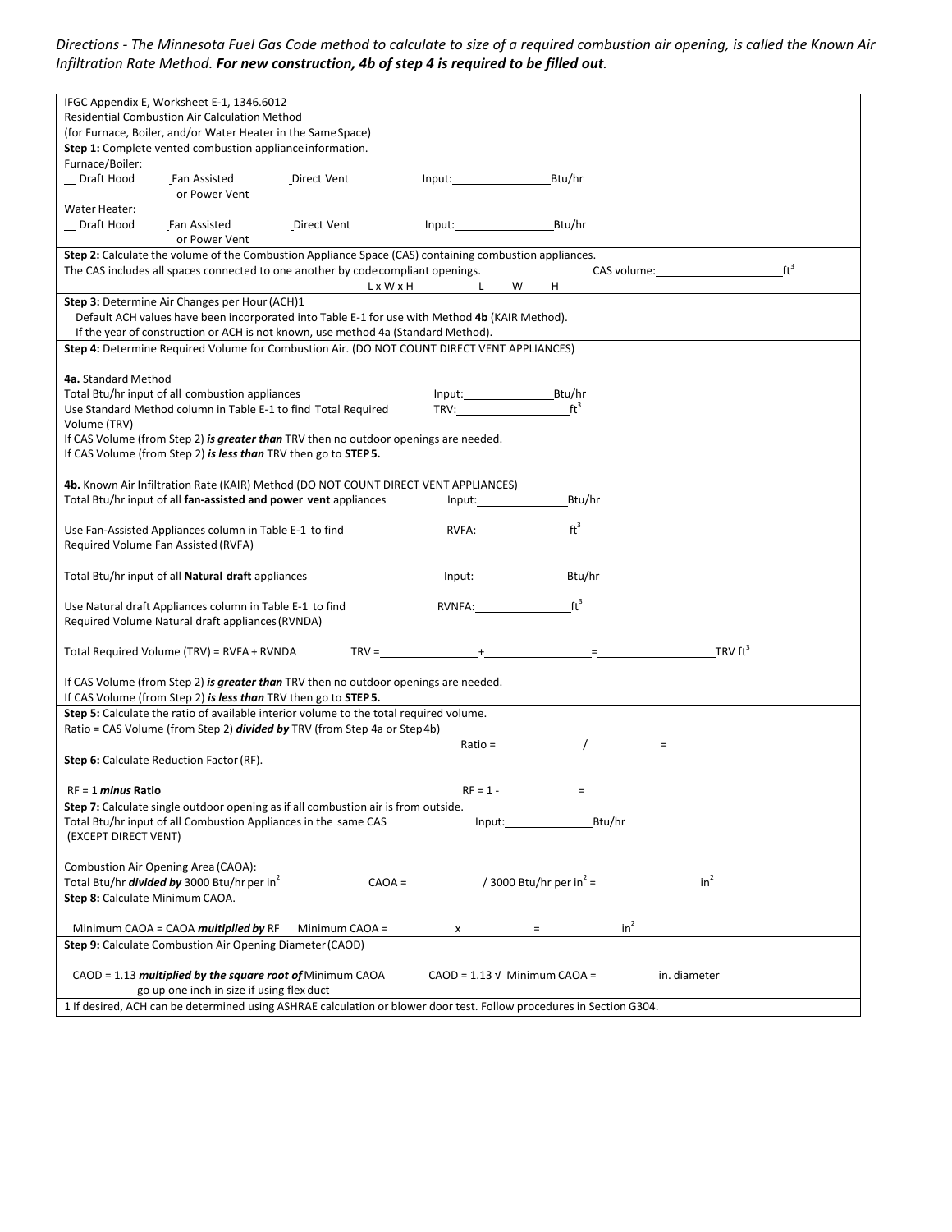*Directions - The Minnesota Fuel Gas Code method to calculate to size of a required combustion air opening, is called the Known Air Infiltration Rate Method.* ***For new construction, 4b of step 4 is required to be filled out.***

IFGC Appendix E, Worksheet E-1, 1346.6012
Residential Combustion Air Calculation Method
(for Furnace, Boiler, and/or Water Heater in the Same Space)

**Step 1:** Complete vented combustion appliance information.

Furnace/Boiler:
__ Draft Hood  _Fan Assisted or Power Vent  _Direct Vent  Input:________________Btu/hr

Water Heater:
__ Draft Hood  _Fan Assisted or Power Vent  _Direct Vent  Input:________________Btu/hr

**Step 2:** Calculate the volume of the Combustion Appliance Space (CAS) containing combustion appliances.
The CAS includes all spaces connected to one another by code compliant openings.  CAS volume:____________________ft$^3$
L x W x H  L  W  H

**Step 3:** Determine Air Changes per Hour (ACH)[1]
Default ACH values have been incorporated into Table E-1 for use with Method **4b** (KAIR Method).
If the year of construction or ACH is not known, use method 4a (Standard Method).

**Step 4:** Determine Required Volume for Combustion Air. (DO NOT COUNT DIRECT VENT APPLIANCES)

**4a.** Standard Method
Total Btu/hr input of all combustion appliances  Input:_______________Btu/hr
Use Standard Method column in Table E-1 to find Total Required Volume (TRV)  TRV:___________________ft$^3$
If CAS Volume (from Step 2) ***is greater than*** TRV then no outdoor openings are needed.
If CAS Volume (from Step 2) ***is less than*** TRV then go to **STEP 5.**

**4b.** Known Air Infiltration Rate (KAIR) Method (DO NOT COUNT DIRECT VENT APPLIANCES)
Total Btu/hr input of all **fan-assisted and power vent** appliances  Input:_______________Btu/hr

Use Fan-Assisted Appliances column in Table E-1 to find Required Volume Fan Assisted (RVFA)  RVFA:_______________ft$^3$

Total Btu/hr input of all **Natural draft** appliances  Input:_______________Btu/hr

Use Natural draft Appliances column in Table E-1 to find Required Volume Natural draft appliances (RVNDA)  RVNFA:________________ft$^3$

Total Required Volume (TRV) = RVFA + RVNDA  TRV =_______________+_________________=__________________TRV ft$^3$

If CAS Volume (from Step 2) ***is greater than*** TRV then no outdoor openings are needed.
If CAS Volume (from Step 2) ***is less than*** TRV then go to **STEP 5.**

**Step 5:** Calculate the ratio of available interior volume to the total required volume.
Ratio = CAS Volume (from Step 2) ***divided by*** TRV (from Step 4a or Step 4b)
Ratio = ______ / ______ = ______

**Step 6:** Calculate Reduction Factor (RF).

RF = 1 ***minus*** **Ratio**  RF = 1 - ______ = ______

**Step 7:** Calculate single outdoor opening as if all combustion air is from outside.
Total Btu/hr input of all Combustion Appliances in the same CAS (EXCEPT DIRECT VENT)  Input:_______________Btu/hr

Combustion Air Opening Area (CAOA):
Total Btu/hr ***divided by*** 3000 Btu/hr per in$^2$  CAOA = ______ / 3000 Btu/hr per in$^2$ = ______ in$^2$

**Step 8:** Calculate Minimum CAOA.

Minimum CAOA = CAOA ***multiplied by*** RF  Minimum CAOA = ______ x ______ = ______ in$^2$

**Step 9:** Calculate Combustion Air Opening Diameter (CAOD)

CAOD = 1.13 ***multiplied by the square root of*** Minimum CAOA  CAOD = 1.13 $\sqrt{\text{Minimum CAOA}}$ =__________in. diameter
go up one inch in size if using flex duct

[1] If desired, ACH can be determined using ASHRAE calculation or blower door test. Follow procedures in Section G304.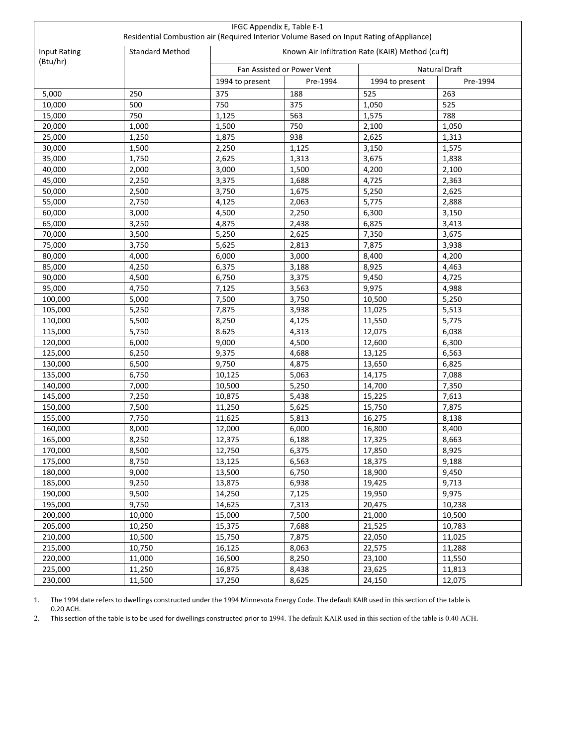| IFGC Appendix E, Table E-1 Residential Combustion air (Required Interior Volume Based on Input Rating of Appliance) | | | | | |
|---|---|---|---|---|---|
| Input Rating (Btu/hr) | Standard Method | Known Air Infiltration Rate (KAIR) Method (cu ft) | | | |
| | | Fan Assisted or Power Vent | | Natural Draft | |
| | | 1994 to present | Pre-1994 | 1994 to present | Pre-1994 |
| 5,000 | 250 | 375 | 188 | 525 | 263 |
| 10,000 | 500 | 750 | 375 | 1,050 | 525 |
| 15,000 | 750 | 1,125 | 563 | 1,575 | 788 |
| 20,000 | 1,000 | 1,500 | 750 | 2,100 | 1,050 |
| 25,000 | 1,250 | 1,875 | 938 | 2,625 | 1,313 |
| 30,000 | 1,500 | 2,250 | 1,125 | 3,150 | 1,575 |
| 35,000 | 1,750 | 2,625 | 1,313 | 3,675 | 1,838 |
| 40,000 | 2,000 | 3,000 | 1,500 | 4,200 | 2,100 |
| 45,000 | 2,250 | 3,375 | 1,688 | 4,725 | 2,363 |
| 50,000 | 2,500 | 3,750 | 1,675 | 5,250 | 2,625 |
| 55,000 | 2,750 | 4,125 | 2,063 | 5,775 | 2,888 |
| 60,000 | 3,000 | 4,500 | 2,250 | 6,300 | 3,150 |
| 65,000 | 3,250 | 4,875 | 2,438 | 6,825 | 3,413 |
| 70,000 | 3,500 | 5,250 | 2,625 | 7,350 | 3,675 |
| 75,000 | 3,750 | 5,625 | 2,813 | 7,875 | 3,938 |
| 80,000 | 4,000 | 6,000 | 3,000 | 8,400 | 4,200 |
| 85,000 | 4,250 | 6,375 | 3,188 | 8,925 | 4,463 |
| 90,000 | 4,500 | 6,750 | 3,375 | 9,450 | 4,725 |
| 95,000 | 4,750 | 7,125 | 3,563 | 9,975 | 4,988 |
| 100,000 | 5,000 | 7,500 | 3,750 | 10,500 | 5,250 |
| 105,000 | 5,250 | 7,875 | 3,938 | 11,025 | 5,513 |
| 110,000 | 5,500 | 8,250 | 4,125 | 11,550 | 5,775 |
| 115,000 | 5,750 | 8.625 | 4,313 | 12,075 | 6,038 |
| 120,000 | 6,000 | 9,000 | 4,500 | 12,600 | 6,300 |
| 125,000 | 6,250 | 9,375 | 4,688 | 13,125 | 6,563 |
| 130,000 | 6,500 | 9,750 | 4,875 | 13,650 | 6,825 |
| 135,000 | 6,750 | 10,125 | 5,063 | 14,175 | 7,088 |
| 140,000 | 7,000 | 10,500 | 5,250 | 14,700 | 7,350 |
| 145,000 | 7,250 | 10,875 | 5,438 | 15,225 | 7,613 |
| 150,000 | 7,500 | 11,250 | 5,625 | 15,750 | 7,875 |
| 155,000 | 7,750 | 11,625 | 5,813 | 16,275 | 8,138 |
| 160,000 | 8,000 | 12,000 | 6,000 | 16,800 | 8,400 |
| 165,000 | 8,250 | 12,375 | 6,188 | 17,325 | 8,663 |
| 170,000 | 8,500 | 12,750 | 6,375 | 17,850 | 8,925 |
| 175,000 | 8,750 | 13,125 | 6,563 | 18,375 | 9,188 |
| 180,000 | 9,000 | 13,500 | 6,750 | 18,900 | 9,450 |
| 185,000 | 9,250 | 13,875 | 6,938 | 19,425 | 9,713 |
| 190,000 | 9,500 | 14,250 | 7,125 | 19,950 | 9,975 |
| 195,000 | 9,750 | 14,625 | 7,313 | 20,475 | 10,238 |
| 200,000 | 10,000 | 15,000 | 7,500 | 21,000 | 10,500 |
| 205,000 | 10,250 | 15,375 | 7,688 | 21,525 | 10,783 |
| 210,000 | 10,500 | 15,750 | 7,875 | 22,050 | 11,025 |
| 215,000 | 10,750 | 16,125 | 8,063 | 22,575 | 11,288 |
| 220,000 | 11,000 | 16,500 | 8,250 | 23,100 | 11,550 |
| 225,000 | 11,250 | 16,875 | 8,438 | 23,625 | 11,813 |
| 230,000 | 11,500 | 17,250 | 8,625 | 24,150 | 12,075 |

1. The 1994 date refers to dwellings constructed under the 1994 Minnesota Energy Code. The default KAIR used in this section of the table is 0.20 ACH.
2. This section of the table is to be used for dwellings constructed prior to 1994. The default KAIR used in this section of the table is 0.40 ACH.